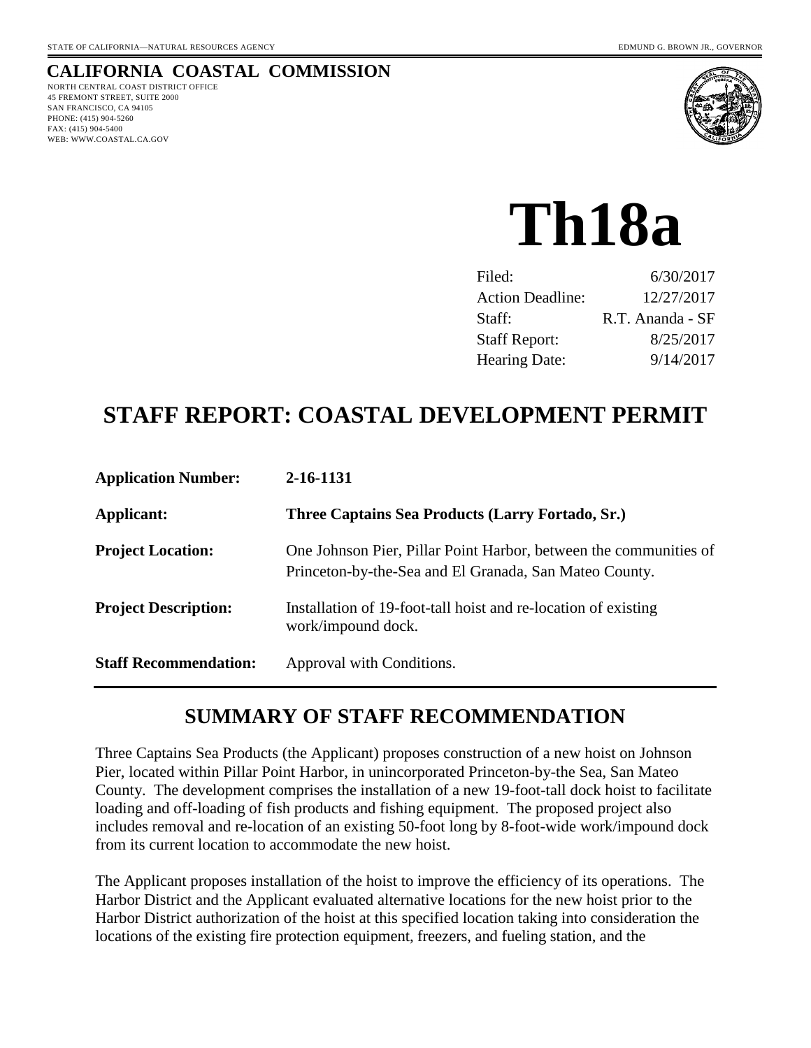STATE OF CALIFORNIA—NATURAL RESOURCES AGENCY

EDMUND G. BROWN JR., GOVERNOR

**CALIFORNIA COASTAL COMMISSION**

NORTH CENTRAL COAST DISTRICT OFFICE
45 FREMONT STREET, SUITE 2000
SAN FRANCISCO, CA 94105
PHONE: (415) 904-5260
FAX: (415) 904-5400
WEB: WWW.COASTAL.CA.GOV

# Th18a

| | |
|---|---|
| Filed: | 6/30/2017 |
| Action Deadline: | 12/27/2017 |
| Staff: | R.T. Ananda - SF |
| Staff Report: | 8/25/2017 |
| Hearing Date: | 9/14/2017 |

# STAFF REPORT: COASTAL DEVELOPMENT PERMIT

| | |
|---|---|
| **Application Number:** | **2-16-1131** |
| **Applicant:** | **Three Captains Sea Products (Larry Fortado, Sr.)** |
| **Project Location:** | One Johnson Pier, Pillar Point Harbor, between the communities of Princeton-by-the-Sea and El Granada, San Mateo County. |
| **Project Description:** | Installation of 19-foot-tall hoist and re-location of existing work/impound dock. |
| **Staff Recommendation:** | Approval with Conditions. |

## SUMMARY OF STAFF RECOMMENDATION

Three Captains Sea Products (the Applicant) proposes construction of a new hoist on Johnson Pier, located within Pillar Point Harbor, in unincorporated Princeton-by-the Sea, San Mateo County. The development comprises the installation of a new 19-foot-tall dock hoist to facilitate loading and off-loading of fish products and fishing equipment. The proposed project also includes removal and re-location of an existing 50-foot long by 8-foot-wide work/impound dock from its current location to accommodate the new hoist.

The Applicant proposes installation of the hoist to improve the efficiency of its operations. The Harbor District and the Applicant evaluated alternative locations for the new hoist prior to the Harbor District authorization of the hoist at this specified location taking into consideration the locations of the existing fire protection equipment, freezers, and fueling station, and the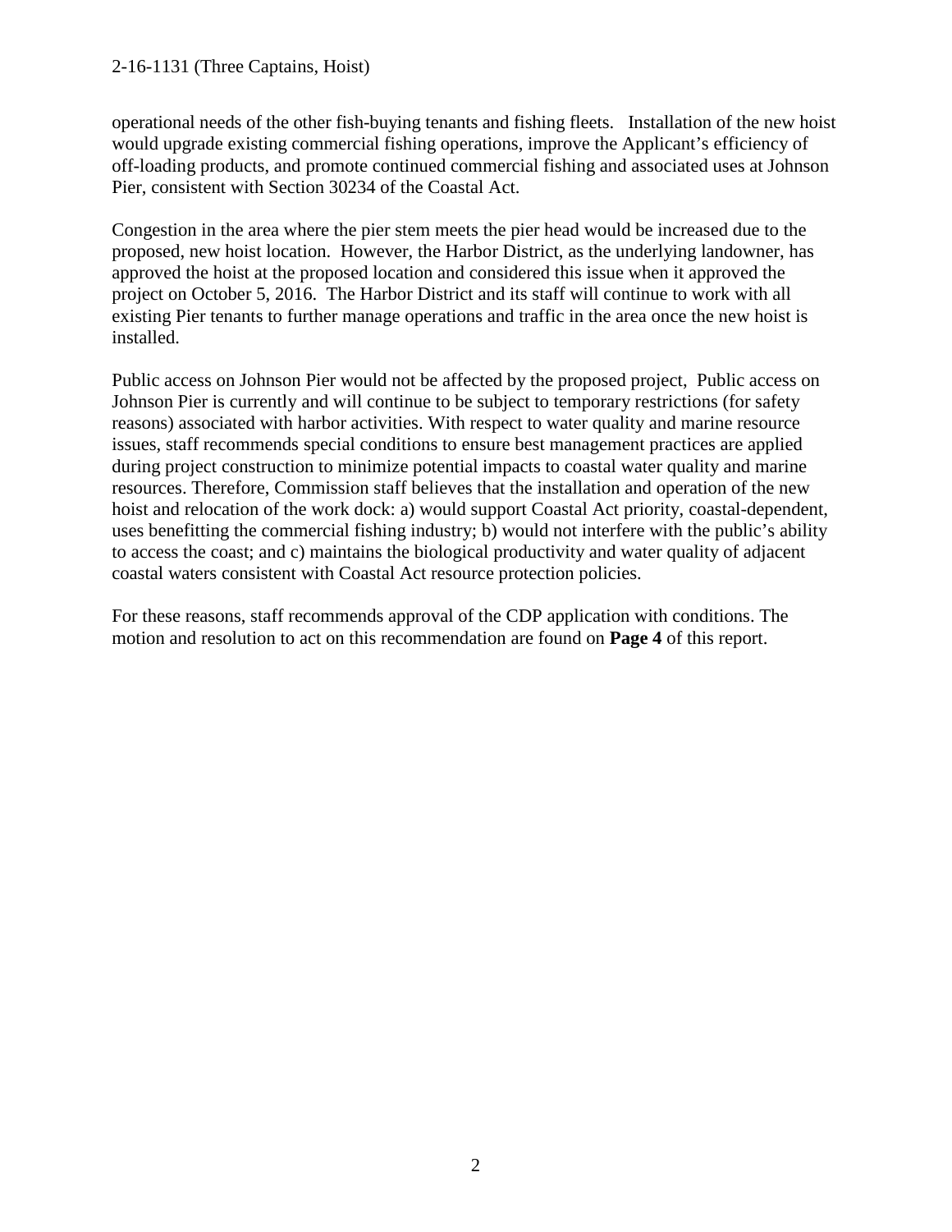operational needs of the other fish-buying tenants and fishing fleets. Installation of the new hoist would upgrade existing commercial fishing operations, improve the Applicant's efficiency of off-loading products, and promote continued commercial fishing and associated uses at Johnson Pier, consistent with Section 30234 of the Coastal Act.

Congestion in the area where the pier stem meets the pier head would be increased due to the proposed, new hoist location. However, the Harbor District, as the underlying landowner, has approved the hoist at the proposed location and considered this issue when it approved the project on October 5, 2016. The Harbor District and its staff will continue to work with all existing Pier tenants to further manage operations and traffic in the area once the new hoist is installed.

Public access on Johnson Pier would not be affected by the proposed project, Public access on Johnson Pier is currently and will continue to be subject to temporary restrictions (for safety reasons) associated with harbor activities. With respect to water quality and marine resource issues, staff recommends special conditions to ensure best management practices are applied during project construction to minimize potential impacts to coastal water quality and marine resources. Therefore, Commission staff believes that the installation and operation of the new hoist and relocation of the work dock: a) would support Coastal Act priority, coastal-dependent, uses benefitting the commercial fishing industry; b) would not interfere with the public's ability to access the coast; and c) maintains the biological productivity and water quality of adjacent coastal waters consistent with Coastal Act resource protection policies.

For these reasons, staff recommends approval of the CDP application with conditions. The motion and resolution to act on this recommendation are found on **Page 4** of this report.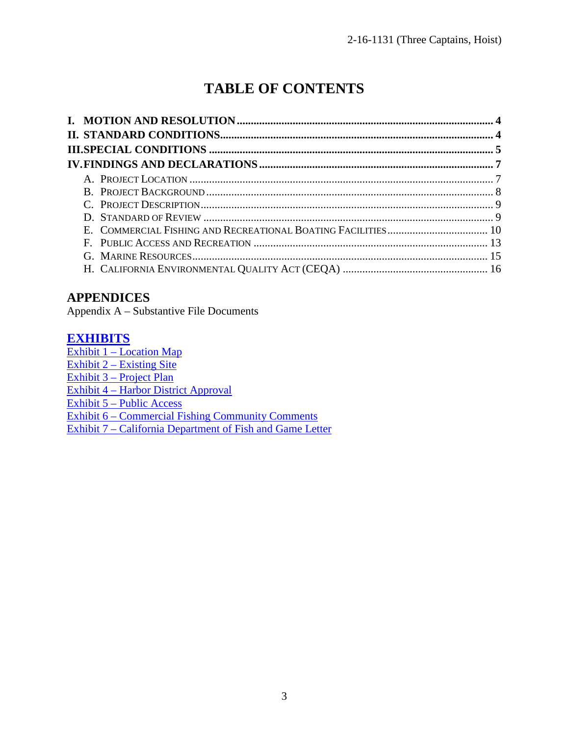# TABLE OF CONTENTS

**I. MOTION AND RESOLUTION** .......... **4**
**II. STANDARD CONDITIONS** .......... **4**
**III. SPECIAL CONDITIONS** .......... **5**
**IV. FINDINGS AND DECLARATIONS** .......... **7**

- A. PROJECT LOCATION .......... 7
- B. PROJECT BACKGROUND .......... 8
- C. PROJECT DESCRIPTION .......... 9
- D. STANDARD OF REVIEW .......... 9
- E. COMMERCIAL FISHING AND RECREATIONAL BOATING FACILITIES .......... 10
- F. PUBLIC ACCESS AND RECREATION .......... 13
- G. MARINE RESOURCES .......... 15
- H. CALIFORNIA ENVIRONMENTAL QUALITY ACT (CEQA) .......... 16

## APPENDICES

Appendix A – Substantive File Documents

## EXHIBITS

Exhibit 1 – Location Map
Exhibit 2 – Existing Site
Exhibit 3 – Project Plan
Exhibit 4 – Harbor District Approval
Exhibit 5 – Public Access
Exhibit 6 – Commercial Fishing Community Comments
Exhibit 7 – California Department of Fish and Game Letter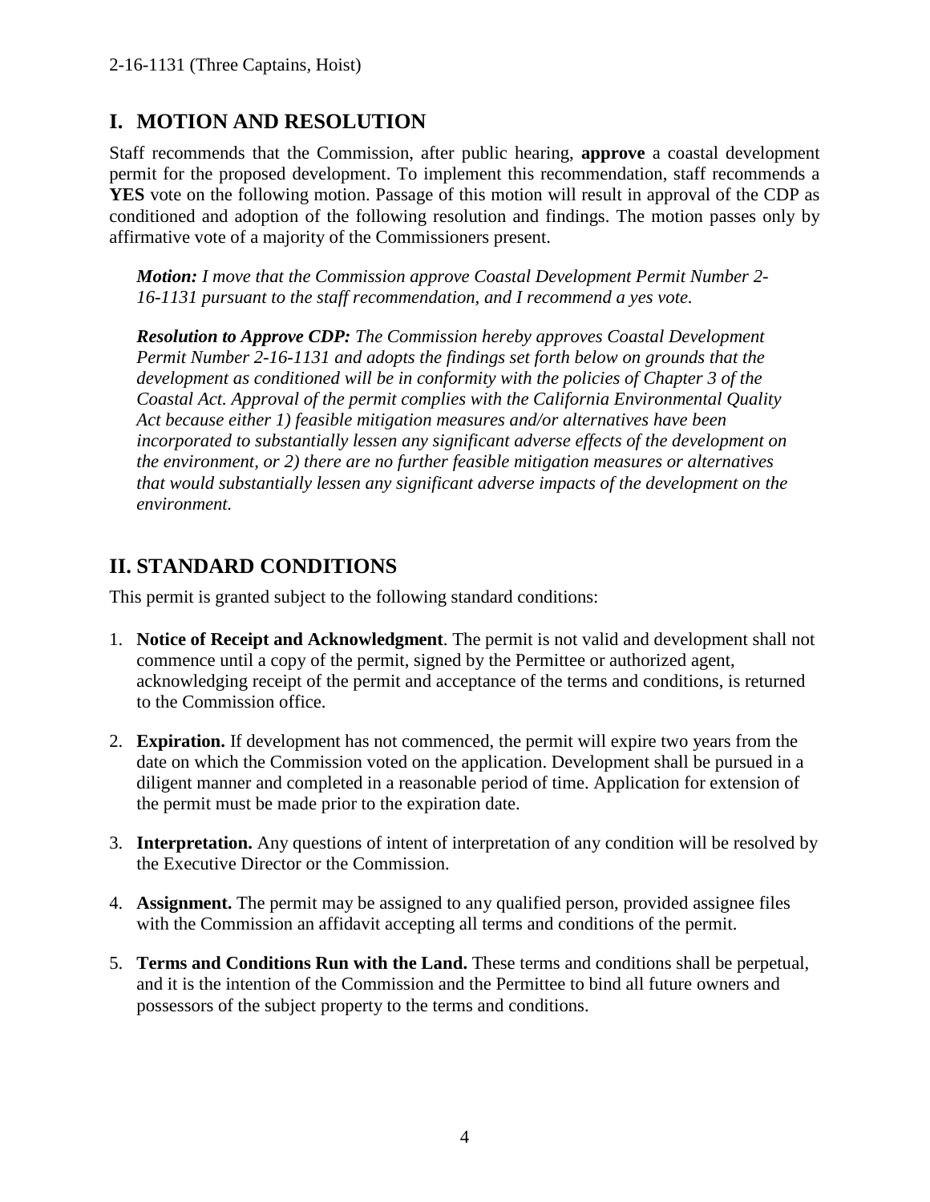## I. MOTION AND RESOLUTION

Staff recommends that the Commission, after public hearing, **approve** a coastal development permit for the proposed development. To implement this recommendation, staff recommends a **YES** vote on the following motion. Passage of this motion will result in approval of the CDP as conditioned and adoption of the following resolution and findings. The motion passes only by affirmative vote of a majority of the Commissioners present.

> ***Motion:*** *I move that the Commission approve Coastal Development Permit Number 2-16-1131 pursuant to the staff recommendation, and I recommend a yes vote.*
>
> ***Resolution to Approve CDP:*** *The Commission hereby approves Coastal Development Permit Number 2-16-1131 and adopts the findings set forth below on grounds that the development as conditioned will be in conformity with the policies of Chapter 3 of the Coastal Act. Approval of the permit complies with the California Environmental Quality Act because either 1) feasible mitigation measures and/or alternatives have been incorporated to substantially lessen any significant adverse effects of the development on the environment, or 2) there are no further feasible mitigation measures or alternatives that would substantially lessen any significant adverse impacts of the development on the environment.*

## II. STANDARD CONDITIONS

This permit is granted subject to the following standard conditions:

1. **Notice of Receipt and Acknowledgment**. The permit is not valid and development shall not commence until a copy of the permit, signed by the Permittee or authorized agent, acknowledging receipt of the permit and acceptance of the terms and conditions, is returned to the Commission office.

2. **Expiration.** If development has not commenced, the permit will expire two years from the date on which the Commission voted on the application. Development shall be pursued in a diligent manner and completed in a reasonable period of time. Application for extension of the permit must be made prior to the expiration date.

3. **Interpretation.** Any questions of intent of interpretation of any condition will be resolved by the Executive Director or the Commission.

4. **Assignment.** The permit may be assigned to any qualified person, provided assignee files with the Commission an affidavit accepting all terms and conditions of the permit.

5. **Terms and Conditions Run with the Land.** These terms and conditions shall be perpetual, and it is the intention of the Commission and the Permittee to bind all future owners and possessors of the subject property to the terms and conditions.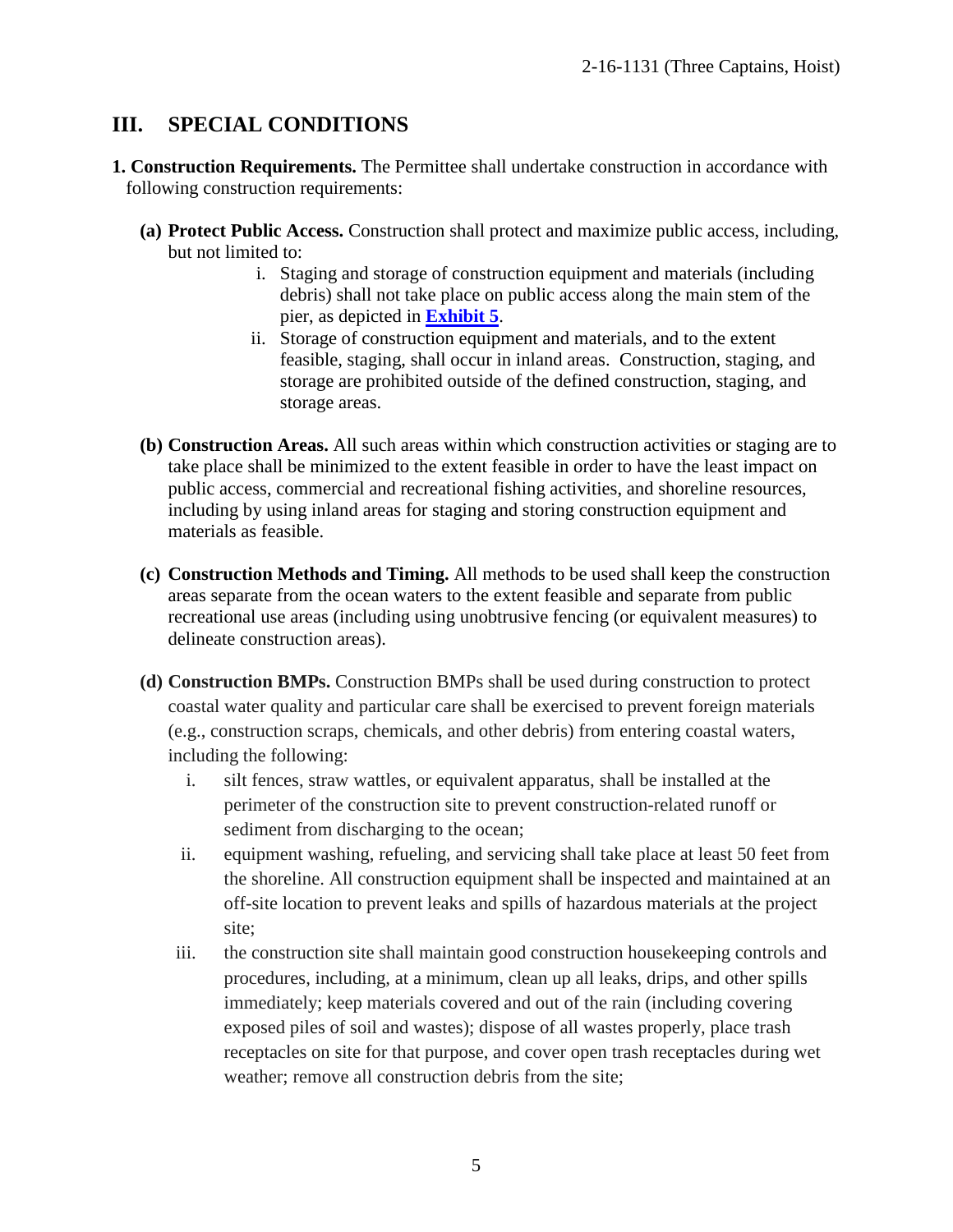## III. SPECIAL CONDITIONS

**1. Construction Requirements.** The Permittee shall undertake construction in accordance with following construction requirements:

**(a) Protect Public Access.** Construction shall protect and maximize public access, including, but not limited to:

i. Staging and storage of construction equipment and materials (including debris) shall not take place on public access along the main stem of the pier, as depicted in **Exhibit 5**.

ii. Storage of construction equipment and materials, and to the extent feasible, staging, shall occur in inland areas. Construction, staging, and storage are prohibited outside of the defined construction, staging, and storage areas.

**(b) Construction Areas.** All such areas within which construction activities or staging are to take place shall be minimized to the extent feasible in order to have the least impact on public access, commercial and recreational fishing activities, and shoreline resources, including by using inland areas for staging and storing construction equipment and materials as feasible.

**(c) Construction Methods and Timing.** All methods to be used shall keep the construction areas separate from the ocean waters to the extent feasible and separate from public recreational use areas (including using unobtrusive fencing (or equivalent measures) to delineate construction areas).

**(d) Construction BMPs.** Construction BMPs shall be used during construction to protect coastal water quality and particular care shall be exercised to prevent foreign materials (e.g., construction scraps, chemicals, and other debris) from entering coastal waters, including the following:

i. silt fences, straw wattles, or equivalent apparatus, shall be installed at the perimeter of the construction site to prevent construction-related runoff or sediment from discharging to the ocean;

ii. equipment washing, refueling, and servicing shall take place at least 50 feet from the shoreline. All construction equipment shall be inspected and maintained at an off-site location to prevent leaks and spills of hazardous materials at the project site;

iii. the construction site shall maintain good construction housekeeping controls and procedures, including, at a minimum, clean up all leaks, drips, and other spills immediately; keep materials covered and out of the rain (including covering exposed piles of soil and wastes); dispose of all wastes properly, place trash receptacles on site for that purpose, and cover open trash receptacles during wet weather; remove all construction debris from the site;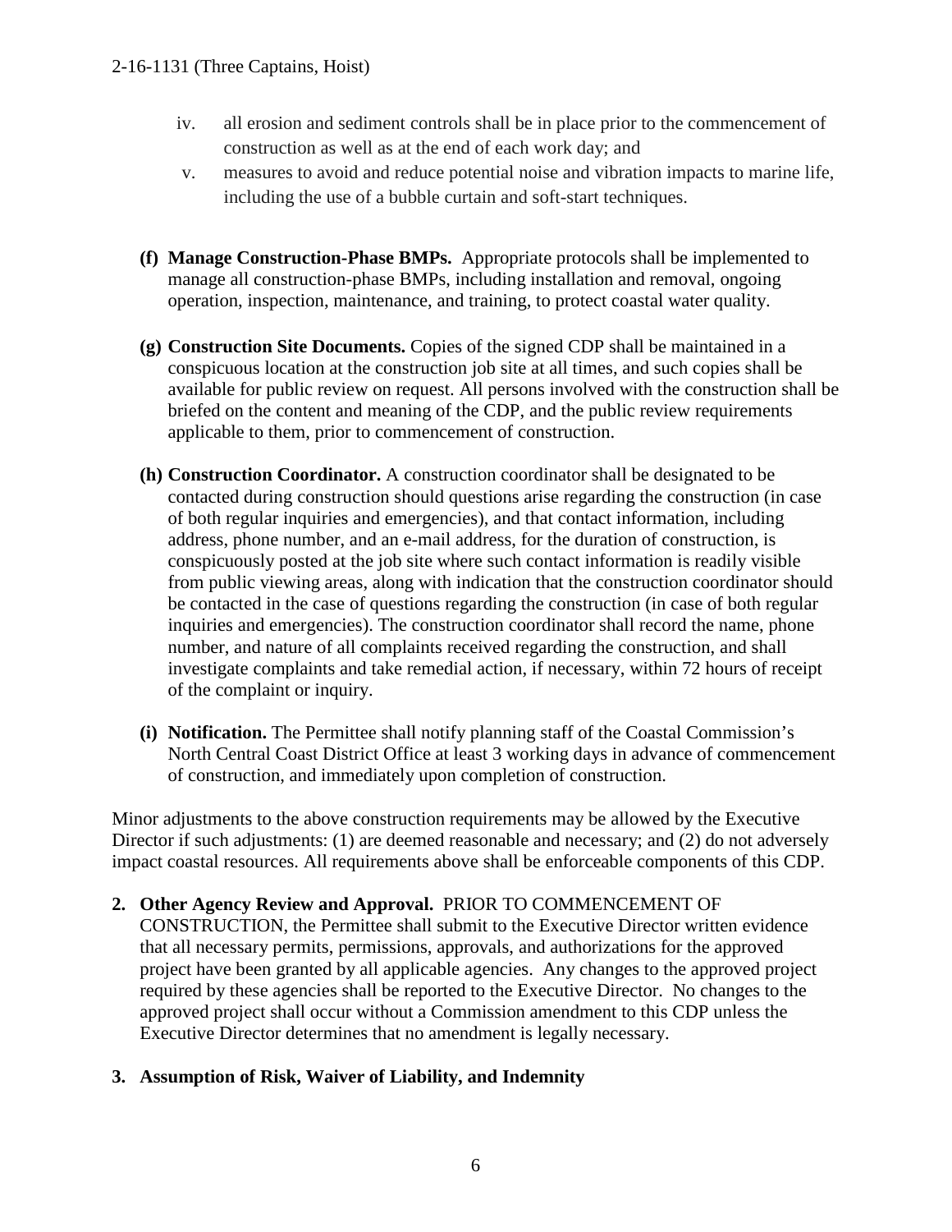iv. all erosion and sediment controls shall be in place prior to the commencement of construction as well as at the end of each work day; and

v. measures to avoid and reduce potential noise and vibration impacts to marine life, including the use of a bubble curtain and soft-start techniques.

**(f) Manage Construction-Phase BMPs.** Appropriate protocols shall be implemented to manage all construction-phase BMPs, including installation and removal, ongoing operation, inspection, maintenance, and training, to protect coastal water quality.

**(g) Construction Site Documents.** Copies of the signed CDP shall be maintained in a conspicuous location at the construction job site at all times, and such copies shall be available for public review on request. All persons involved with the construction shall be briefed on the content and meaning of the CDP, and the public review requirements applicable to them, prior to commencement of construction.

**(h) Construction Coordinator.** A construction coordinator shall be designated to be contacted during construction should questions arise regarding the construction (in case of both regular inquiries and emergencies), and that contact information, including address, phone number, and an e-mail address, for the duration of construction, is conspicuously posted at the job site where such contact information is readily visible from public viewing areas, along with indication that the construction coordinator should be contacted in the case of questions regarding the construction (in case of both regular inquiries and emergencies). The construction coordinator shall record the name, phone number, and nature of all complaints received regarding the construction, and shall investigate complaints and take remedial action, if necessary, within 72 hours of receipt of the complaint or inquiry.

**(i) Notification.** The Permittee shall notify planning staff of the Coastal Commission's North Central Coast District Office at least 3 working days in advance of commencement of construction, and immediately upon completion of construction.

Minor adjustments to the above construction requirements may be allowed by the Executive Director if such adjustments: (1) are deemed reasonable and necessary; and (2) do not adversely impact coastal resources. All requirements above shall be enforceable components of this CDP.

**2. Other Agency Review and Approval.** PRIOR TO COMMENCEMENT OF CONSTRUCTION, the Permittee shall submit to the Executive Director written evidence that all necessary permits, permissions, approvals, and authorizations for the approved project have been granted by all applicable agencies. Any changes to the approved project required by these agencies shall be reported to the Executive Director. No changes to the approved project shall occur without a Commission amendment to this CDP unless the Executive Director determines that no amendment is legally necessary.

**3. Assumption of Risk, Waiver of Liability, and Indemnity**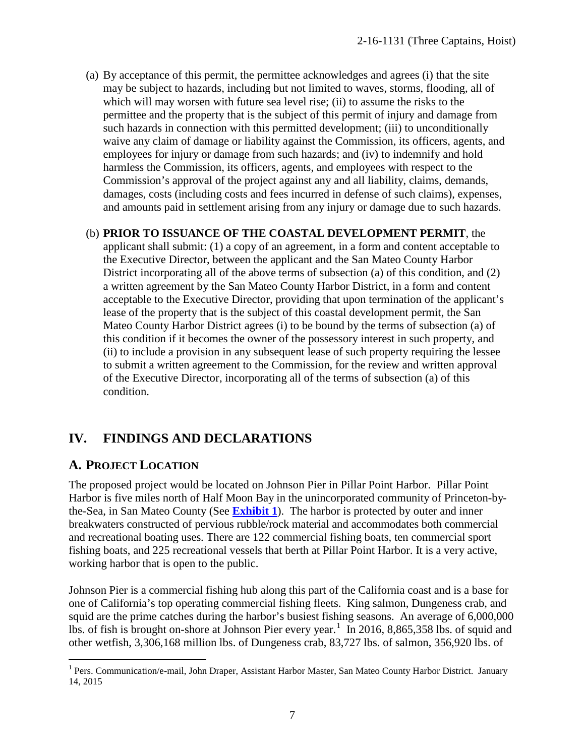(a) By acceptance of this permit, the permittee acknowledges and agrees (i) that the site may be subject to hazards, including but not limited to waves, storms, flooding, all of which will may worsen with future sea level rise; (ii) to assume the risks to the permittee and the property that is the subject of this permit of injury and damage from such hazards in connection with this permitted development; (iii) to unconditionally waive any claim of damage or liability against the Commission, its officers, agents, and employees for injury or damage from such hazards; and (iv) to indemnify and hold harmless the Commission, its officers, agents, and employees with respect to the Commission's approval of the project against any and all liability, claims, demands, damages, costs (including costs and fees incurred in defense of such claims), expenses, and amounts paid in settlement arising from any injury or damage due to such hazards.

(b) **PRIOR TO ISSUANCE OF THE COASTAL DEVELOPMENT PERMIT**, the applicant shall submit: (1) a copy of an agreement, in a form and content acceptable to the Executive Director, between the applicant and the San Mateo County Harbor District incorporating all of the above terms of subsection (a) of this condition, and (2) a written agreement by the San Mateo County Harbor District, in a form and content acceptable to the Executive Director, providing that upon termination of the applicant's lease of the property that is the subject of this coastal development permit, the San Mateo County Harbor District agrees (i) to be bound by the terms of subsection (a) of this condition if it becomes the owner of the possessory interest in such property, and (ii) to include a provision in any subsequent lease of such property requiring the lessee to submit a written agreement to the Commission, for the review and written approval of the Executive Director, incorporating all of the terms of subsection (a) of this condition.

# IV. FINDINGS AND DECLARATIONS

## A. PROJECT LOCATION

The proposed project would be located on Johnson Pier in Pillar Point Harbor. Pillar Point Harbor is five miles north of Half Moon Bay in the unincorporated community of Princeton-by-the-Sea, in San Mateo County (See **Exhibit 1**). The harbor is protected by outer and inner breakwaters constructed of pervious rubble/rock material and accommodates both commercial and recreational boating uses. There are 122 commercial fishing boats, ten commercial sport fishing boats, and 225 recreational vessels that berth at Pillar Point Harbor. It is a very active, working harbor that is open to the public.

Johnson Pier is a commercial fishing hub along this part of the California coast and is a base for one of California's top operating commercial fishing fleets. King salmon, Dungeness crab, and squid are the prime catches during the harbor's busiest fishing seasons. An average of 6,000,000 lbs. of fish is brought on-shore at Johnson Pier every year.[1] In 2016, 8,865,358 lbs. of squid and other wetfish, 3,306,168 million lbs. of Dungeness crab, 83,727 lbs. of salmon, 356,920 lbs. of

[1] Pers. Communication/e-mail, John Draper, Assistant Harbor Master, San Mateo County Harbor District. January 14, 2015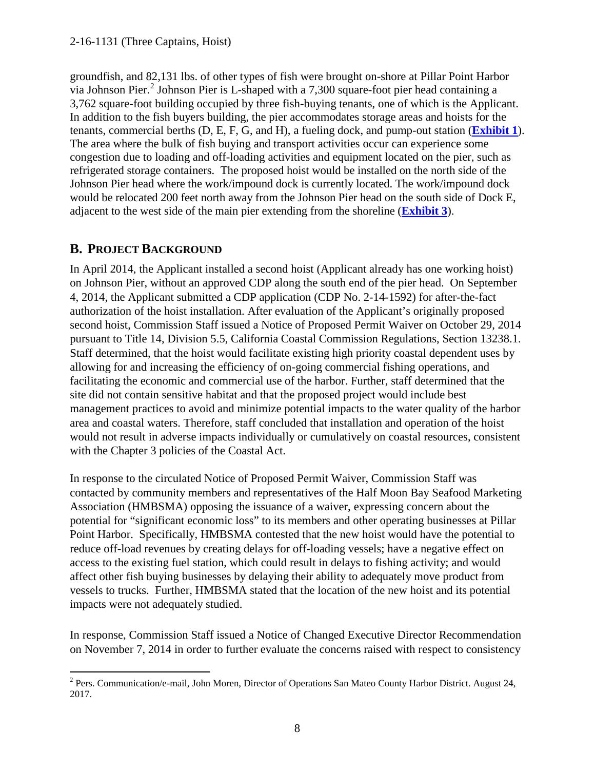groundfish, and 82,131 lbs. of other types of fish were brought on-shore at Pillar Point Harbor via Johnson Pier.[2] Johnson Pier is L-shaped with a 7,300 square-foot pier head containing a 3,762 square-foot building occupied by three fish-buying tenants, one of which is the Applicant. In addition to the fish buyers building, the pier accommodates storage areas and hoists for the tenants, commercial berths (D, E, F, G, and H), a fueling dock, and pump-out station (**Exhibit 1**). The area where the bulk of fish buying and transport activities occur can experience some congestion due to loading and off-loading activities and equipment located on the pier, such as refrigerated storage containers. The proposed hoist would be installed on the north side of the Johnson Pier head where the work/impound dock is currently located. The work/impound dock would be relocated 200 feet north away from the Johnson Pier head on the south side of Dock E, adjacent to the west side of the main pier extending from the shoreline (**Exhibit 3**).

## B. PROJECT BACKGROUND

In April 2014, the Applicant installed a second hoist (Applicant already has one working hoist) on Johnson Pier, without an approved CDP along the south end of the pier head. On September 4, 2014, the Applicant submitted a CDP application (CDP No. 2-14-1592) for after-the-fact authorization of the hoist installation. After evaluation of the Applicant's originally proposed second hoist, Commission Staff issued a Notice of Proposed Permit Waiver on October 29, 2014 pursuant to Title 14, Division 5.5, California Coastal Commission Regulations, Section 13238.1. Staff determined, that the hoist would facilitate existing high priority coastal dependent uses by allowing for and increasing the efficiency of on-going commercial fishing operations, and facilitating the economic and commercial use of the harbor. Further, staff determined that the site did not contain sensitive habitat and that the proposed project would include best management practices to avoid and minimize potential impacts to the water quality of the harbor area and coastal waters. Therefore, staff concluded that installation and operation of the hoist would not result in adverse impacts individually or cumulatively on coastal resources, consistent with the Chapter 3 policies of the Coastal Act.

In response to the circulated Notice of Proposed Permit Waiver, Commission Staff was contacted by community members and representatives of the Half Moon Bay Seafood Marketing Association (HMBSMA) opposing the issuance of a waiver, expressing concern about the potential for "significant economic loss" to its members and other operating businesses at Pillar Point Harbor. Specifically, HMBSMA contested that the new hoist would have the potential to reduce off-load revenues by creating delays for off-loading vessels; have a negative effect on access to the existing fuel station, which could result in delays to fishing activity; and would affect other fish buying businesses by delaying their ability to adequately move product from vessels to trucks. Further, HMBSMA stated that the location of the new hoist and its potential impacts were not adequately studied.

In response, Commission Staff issued a Notice of Changed Executive Director Recommendation on November 7, 2014 in order to further evaluate the concerns raised with respect to consistency

[2] Pers. Communication/e-mail, John Moren, Director of Operations San Mateo County Harbor District. August 24, 2017.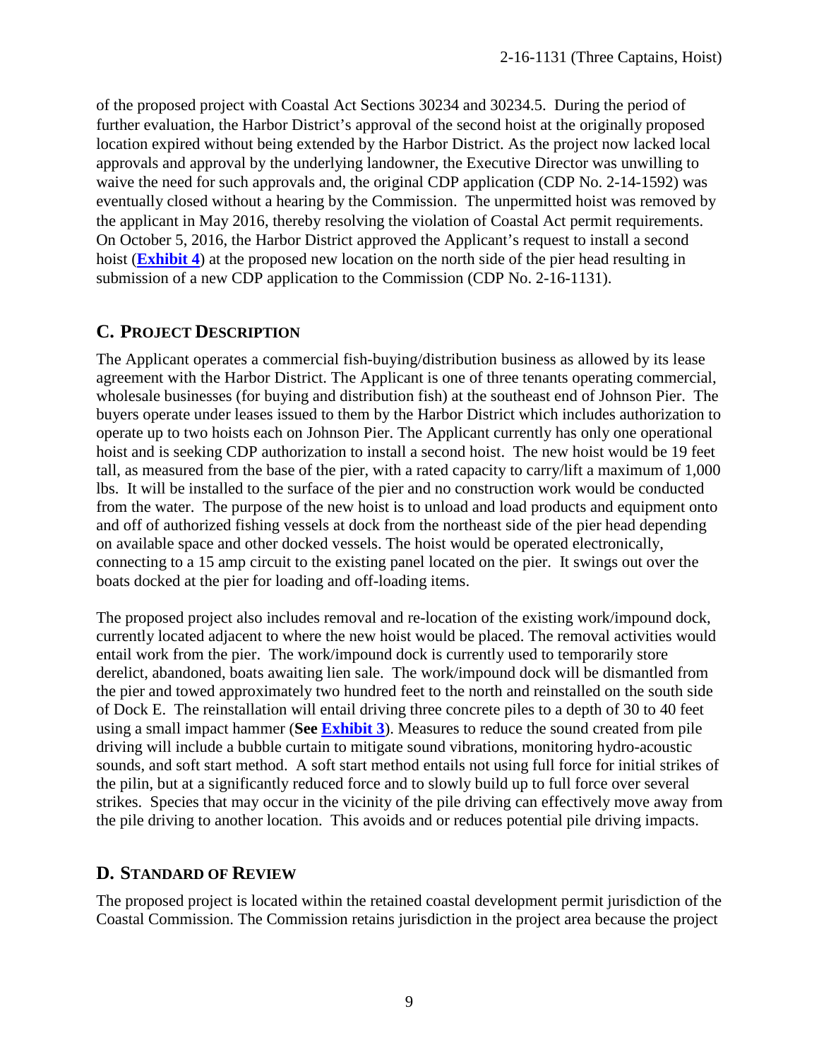of the proposed project with Coastal Act Sections 30234 and 30234.5. During the period of further evaluation, the Harbor District's approval of the second hoist at the originally proposed location expired without being extended by the Harbor District. As the project now lacked local approvals and approval by the underlying landowner, the Executive Director was unwilling to waive the need for such approvals and, the original CDP application (CDP No. 2-14-1592) was eventually closed without a hearing by the Commission. The unpermitted hoist was removed by the applicant in May 2016, thereby resolving the violation of Coastal Act permit requirements. On October 5, 2016, the Harbor District approved the Applicant's request to install a second hoist (**Exhibit 4**) at the proposed new location on the north side of the pier head resulting in submission of a new CDP application to the Commission (CDP No. 2-16-1131).

## C. PROJECT DESCRIPTION

The Applicant operates a commercial fish-buying/distribution business as allowed by its lease agreement with the Harbor District. The Applicant is one of three tenants operating commercial, wholesale businesses (for buying and distribution fish) at the southeast end of Johnson Pier. The buyers operate under leases issued to them by the Harbor District which includes authorization to operate up to two hoists each on Johnson Pier. The Applicant currently has only one operational hoist and is seeking CDP authorization to install a second hoist. The new hoist would be 19 feet tall, as measured from the base of the pier, with a rated capacity to carry/lift a maximum of 1,000 lbs. It will be installed to the surface of the pier and no construction work would be conducted from the water. The purpose of the new hoist is to unload and load products and equipment onto and off of authorized fishing vessels at dock from the northeast side of the pier head depending on available space and other docked vessels. The hoist would be operated electronically, connecting to a 15 amp circuit to the existing panel located on the pier. It swings out over the boats docked at the pier for loading and off-loading items.

The proposed project also includes removal and re-location of the existing work/impound dock, currently located adjacent to where the new hoist would be placed. The removal activities would entail work from the pier. The work/impound dock is currently used to temporarily store derelict, abandoned, boats awaiting lien sale. The work/impound dock will be dismantled from the pier and towed approximately two hundred feet to the north and reinstalled on the south side of Dock E. The reinstallation will entail driving three concrete piles to a depth of 30 to 40 feet using a small impact hammer (**See Exhibit 3**). Measures to reduce the sound created from pile driving will include a bubble curtain to mitigate sound vibrations, monitoring hydro-acoustic sounds, and soft start method. A soft start method entails not using full force for initial strikes of the pilin, but at a significantly reduced force and to slowly build up to full force over several strikes. Species that may occur in the vicinity of the pile driving can effectively move away from the pile driving to another location. This avoids and or reduces potential pile driving impacts.

## D. STANDARD OF REVIEW

The proposed project is located within the retained coastal development permit jurisdiction of the Coastal Commission. The Commission retains jurisdiction in the project area because the project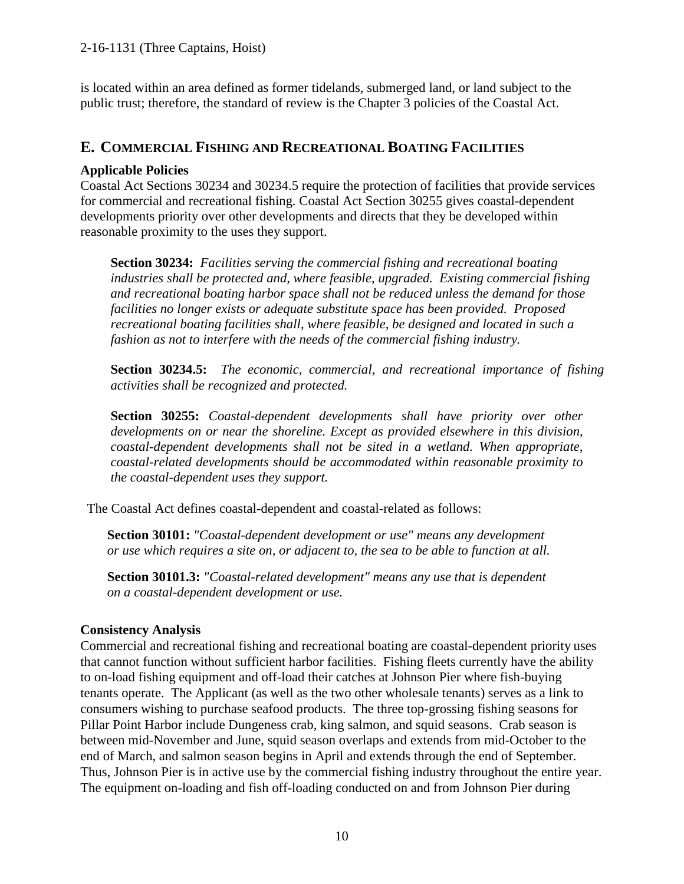is located within an area defined as former tidelands, submerged land, or land subject to the public trust; therefore, the standard of review is the Chapter 3 policies of the Coastal Act.

## E. COMMERCIAL FISHING AND RECREATIONAL BOATING FACILITIES

**Applicable Policies**

Coastal Act Sections 30234 and 30234.5 require the protection of facilities that provide services for commercial and recreational fishing. Coastal Act Section 30255 gives coastal-dependent developments priority over other developments and directs that they be developed within reasonable proximity to the uses they support.

> **Section 30234:** *Facilities serving the commercial fishing and recreational boating industries shall be protected and, where feasible, upgraded. Existing commercial fishing and recreational boating harbor space shall not be reduced unless the demand for those facilities no longer exists or adequate substitute space has been provided. Proposed recreational boating facilities shall, where feasible, be designed and located in such a fashion as not to interfere with the needs of the commercial fishing industry.*
>
> **Section 30234.5:** *The economic, commercial, and recreational importance of fishing activities shall be recognized and protected.*
>
> **Section 30255:** *Coastal-dependent developments shall have priority over other developments on or near the shoreline. Except as provided elsewhere in this division, coastal-dependent developments shall not be sited in a wetland. When appropriate, coastal-related developments should be accommodated within reasonable proximity to the coastal-dependent uses they support.*

The Coastal Act defines coastal-dependent and coastal-related as follows:

> **Section 30101:** *"Coastal-dependent development or use" means any development or use which requires a site on, or adjacent to, the sea to be able to function at all.*
>
> **Section 30101.3:** *"Coastal-related development" means any use that is dependent on a coastal-dependent development or use.*

**Consistency Analysis**

Commercial and recreational fishing and recreational boating are coastal-dependent priority uses that cannot function without sufficient harbor facilities. Fishing fleets currently have the ability to on-load fishing equipment and off-load their catches at Johnson Pier where fish-buying tenants operate. The Applicant (as well as the two other wholesale tenants) serves as a link to consumers wishing to purchase seafood products. The three top-grossing fishing seasons for Pillar Point Harbor include Dungeness crab, king salmon, and squid seasons. Crab season is between mid-November and June, squid season overlaps and extends from mid-October to the end of March, and salmon season begins in April and extends through the end of September. Thus, Johnson Pier is in active use by the commercial fishing industry throughout the entire year. The equipment on-loading and fish off-loading conducted on and from Johnson Pier during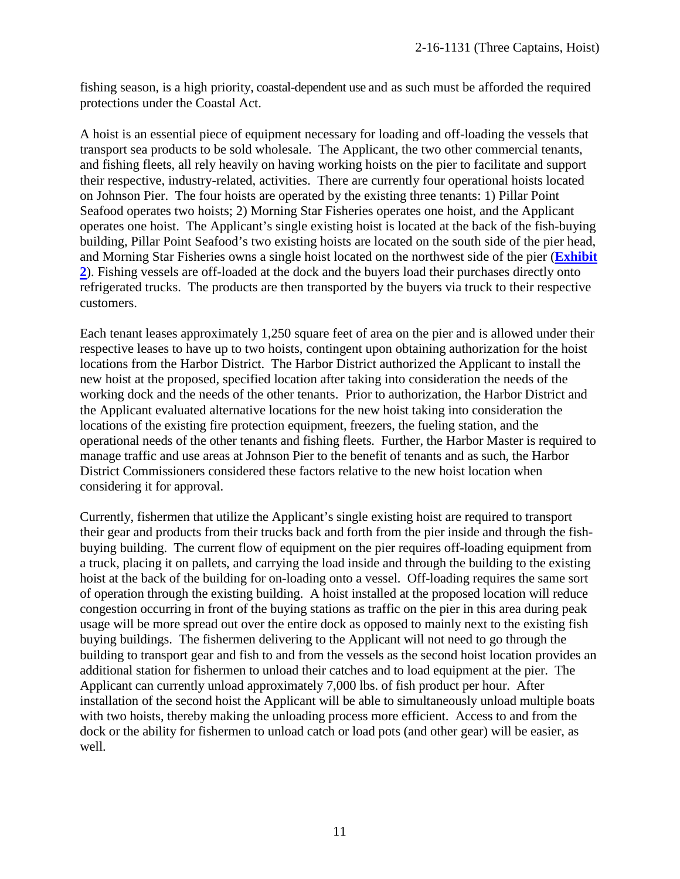fishing season, is a high priority, coastal-dependent use and as such must be afforded the required protections under the Coastal Act.

A hoist is an essential piece of equipment necessary for loading and off-loading the vessels that transport sea products to be sold wholesale. The Applicant, the two other commercial tenants, and fishing fleets, all rely heavily on having working hoists on the pier to facilitate and support their respective, industry-related, activities. There are currently four operational hoists located on Johnson Pier. The four hoists are operated by the existing three tenants: 1) Pillar Point Seafood operates two hoists; 2) Morning Star Fisheries operates one hoist, and the Applicant operates one hoist. The Applicant's single existing hoist is located at the back of the fish-buying building, Pillar Point Seafood's two existing hoists are located on the south side of the pier head, and Morning Star Fisheries owns a single hoist located on the northwest side of the pier (**Exhibit 2**). Fishing vessels are off-loaded at the dock and the buyers load their purchases directly onto refrigerated trucks. The products are then transported by the buyers via truck to their respective customers.

Each tenant leases approximately 1,250 square feet of area on the pier and is allowed under their respective leases to have up to two hoists, contingent upon obtaining authorization for the hoist locations from the Harbor District. The Harbor District authorized the Applicant to install the new hoist at the proposed, specified location after taking into consideration the needs of the working dock and the needs of the other tenants. Prior to authorization, the Harbor District and the Applicant evaluated alternative locations for the new hoist taking into consideration the locations of the existing fire protection equipment, freezers, the fueling station, and the operational needs of the other tenants and fishing fleets. Further, the Harbor Master is required to manage traffic and use areas at Johnson Pier to the benefit of tenants and as such, the Harbor District Commissioners considered these factors relative to the new hoist location when considering it for approval.

Currently, fishermen that utilize the Applicant's single existing hoist are required to transport their gear and products from their trucks back and forth from the pier inside and through the fish-buying building. The current flow of equipment on the pier requires off-loading equipment from a truck, placing it on pallets, and carrying the load inside and through the building to the existing hoist at the back of the building for on-loading onto a vessel. Off-loading requires the same sort of operation through the existing building. A hoist installed at the proposed location will reduce congestion occurring in front of the buying stations as traffic on the pier in this area during peak usage will be more spread out over the entire dock as opposed to mainly next to the existing fish buying buildings. The fishermen delivering to the Applicant will not need to go through the building to transport gear and fish to and from the vessels as the second hoist location provides an additional station for fishermen to unload their catches and to load equipment at the pier. The Applicant can currently unload approximately 7,000 lbs. of fish product per hour. After installation of the second hoist the Applicant will be able to simultaneously unload multiple boats with two hoists, thereby making the unloading process more efficient. Access to and from the dock or the ability for fishermen to unload catch or load pots (and other gear) will be easier, as well.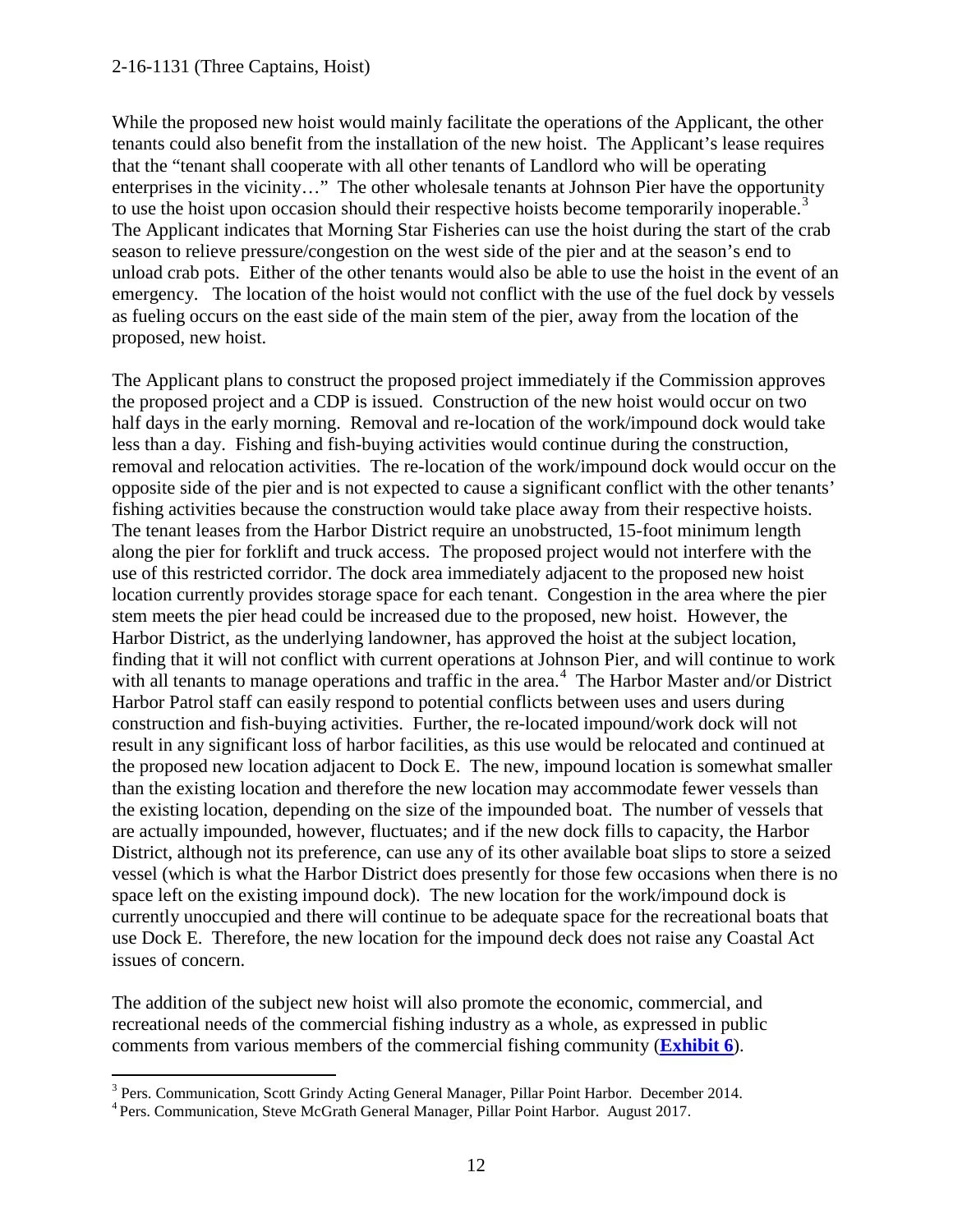While the proposed new hoist would mainly facilitate the operations of the Applicant, the other tenants could also benefit from the installation of the new hoist. The Applicant's lease requires that the "tenant shall cooperate with all other tenants of Landlord who will be operating enterprises in the vicinity…" The other wholesale tenants at Johnson Pier have the opportunity to use the hoist upon occasion should their respective hoists become temporarily inoperable.[3] The Applicant indicates that Morning Star Fisheries can use the hoist during the start of the crab season to relieve pressure/congestion on the west side of the pier and at the season's end to unload crab pots. Either of the other tenants would also be able to use the hoist in the event of an emergency. The location of the hoist would not conflict with the use of the fuel dock by vessels as fueling occurs on the east side of the main stem of the pier, away from the location of the proposed, new hoist.

The Applicant plans to construct the proposed project immediately if the Commission approves the proposed project and a CDP is issued. Construction of the new hoist would occur on two half days in the early morning. Removal and re-location of the work/impound dock would take less than a day. Fishing and fish-buying activities would continue during the construction, removal and relocation activities. The re-location of the work/impound dock would occur on the opposite side of the pier and is not expected to cause a significant conflict with the other tenants' fishing activities because the construction would take place away from their respective hoists. The tenant leases from the Harbor District require an unobstructed, 15-foot minimum length along the pier for forklift and truck access. The proposed project would not interfere with the use of this restricted corridor. The dock area immediately adjacent to the proposed new hoist location currently provides storage space for each tenant. Congestion in the area where the pier stem meets the pier head could be increased due to the proposed, new hoist. However, the Harbor District, as the underlying landowner, has approved the hoist at the subject location, finding that it will not conflict with current operations at Johnson Pier, and will continue to work with all tenants to manage operations and traffic in the area.[4] The Harbor Master and/or District Harbor Patrol staff can easily respond to potential conflicts between uses and users during construction and fish-buying activities. Further, the re-located impound/work dock will not result in any significant loss of harbor facilities, as this use would be relocated and continued at the proposed new location adjacent to Dock E. The new, impound location is somewhat smaller than the existing location and therefore the new location may accommodate fewer vessels than the existing location, depending on the size of the impounded boat. The number of vessels that are actually impounded, however, fluctuates; and if the new dock fills to capacity, the Harbor District, although not its preference, can use any of its other available boat slips to store a seized vessel (which is what the Harbor District does presently for those few occasions when there is no space left on the existing impound dock). The new location for the work/impound dock is currently unoccupied and there will continue to be adequate space for the recreational boats that use Dock E. Therefore, the new location for the impound deck does not raise any Coastal Act issues of concern.

The addition of the subject new hoist will also promote the economic, commercial, and recreational needs of the commercial fishing industry as a whole, as expressed in public comments from various members of the commercial fishing community (**Exhibit 6**).

---

[3] Pers. Communication, Scott Grindy Acting General Manager, Pillar Point Harbor. December 2014.

[4] Pers. Communication, Steve McGrath General Manager, Pillar Point Harbor. August 2017.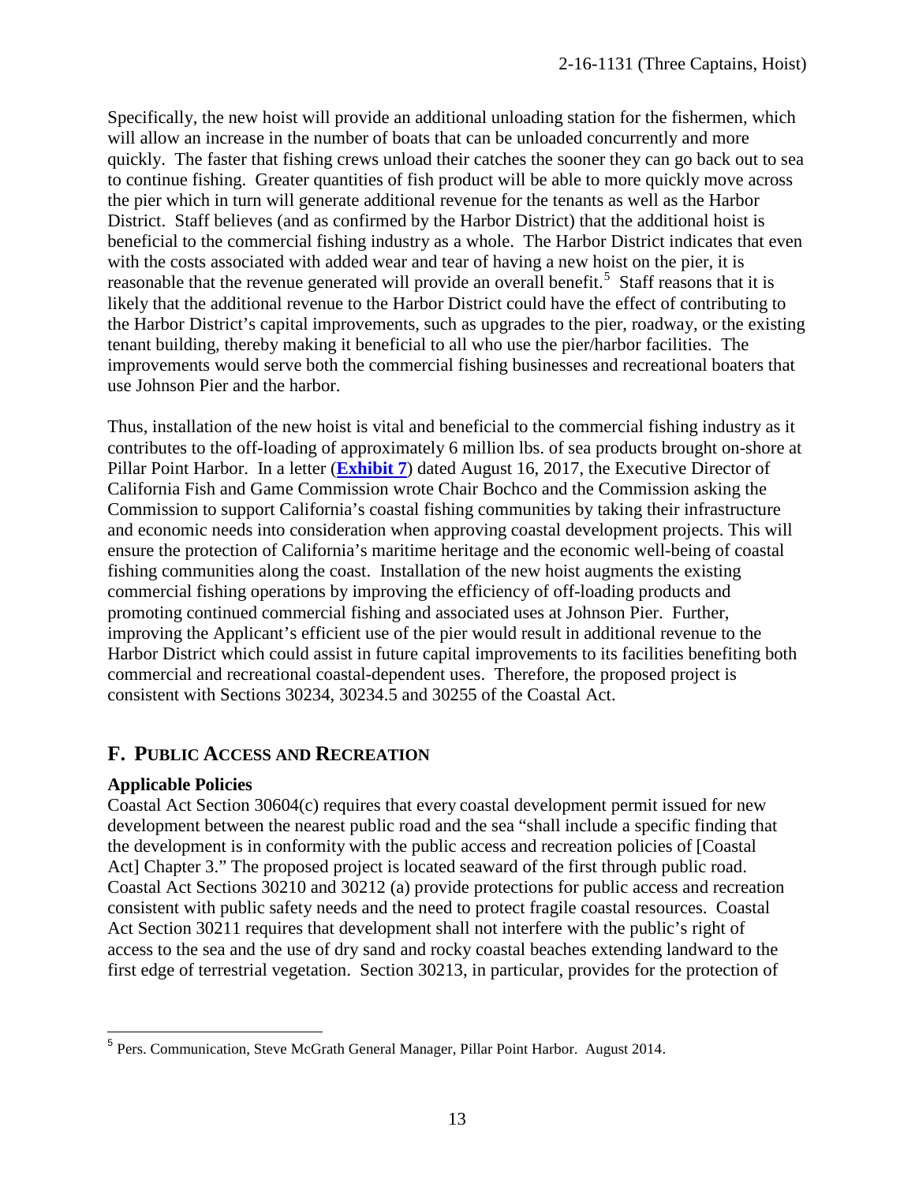Specifically, the new hoist will provide an additional unloading station for the fishermen, which will allow an increase in the number of boats that can be unloaded concurrently and more quickly. The faster that fishing crews unload their catches the sooner they can go back out to sea to continue fishing. Greater quantities of fish product will be able to more quickly move across the pier which in turn will generate additional revenue for the tenants as well as the Harbor District. Staff believes (and as confirmed by the Harbor District) that the additional hoist is beneficial to the commercial fishing industry as a whole. The Harbor District indicates that even with the costs associated with added wear and tear of having a new hoist on the pier, it is reasonable that the revenue generated will provide an overall benefit.[5] Staff reasons that it is likely that the additional revenue to the Harbor District could have the effect of contributing to the Harbor District's capital improvements, such as upgrades to the pier, roadway, or the existing tenant building, thereby making it beneficial to all who use the pier/harbor facilities. The improvements would serve both the commercial fishing businesses and recreational boaters that use Johnson Pier and the harbor.

Thus, installation of the new hoist is vital and beneficial to the commercial fishing industry as it contributes to the off-loading of approximately 6 million lbs. of sea products brought on-shore at Pillar Point Harbor. In a letter (**Exhibit 7**) dated August 16, 2017, the Executive Director of California Fish and Game Commission wrote Chair Bochco and the Commission asking the Commission to support California's coastal fishing communities by taking their infrastructure and economic needs into consideration when approving coastal development projects. This will ensure the protection of California's maritime heritage and the economic well-being of coastal fishing communities along the coast. Installation of the new hoist augments the existing commercial fishing operations by improving the efficiency of off-loading products and promoting continued commercial fishing and associated uses at Johnson Pier. Further, improving the Applicant's efficient use of the pier would result in additional revenue to the Harbor District which could assist in future capital improvements to its facilities benefiting both commercial and recreational coastal-dependent uses. Therefore, the proposed project is consistent with Sections 30234, 30234.5 and 30255 of the Coastal Act.

## F. PUBLIC ACCESS AND RECREATION

**Applicable Policies**

Coastal Act Section 30604(c) requires that every coastal development permit issued for new development between the nearest public road and the sea "shall include a specific finding that the development is in conformity with the public access and recreation policies of [Coastal Act] Chapter 3." The proposed project is located seaward of the first through public road. Coastal Act Sections 30210 and 30212 (a) provide protections for public access and recreation consistent with public safety needs and the need to protect fragile coastal resources. Coastal Act Section 30211 requires that development shall not interfere with the public's right of access to the sea and the use of dry sand and rocky coastal beaches extending landward to the first edge of terrestrial vegetation. Section 30213, in particular, provides for the protection of

[5] Pers. Communication, Steve McGrath General Manager, Pillar Point Harbor. August 2014.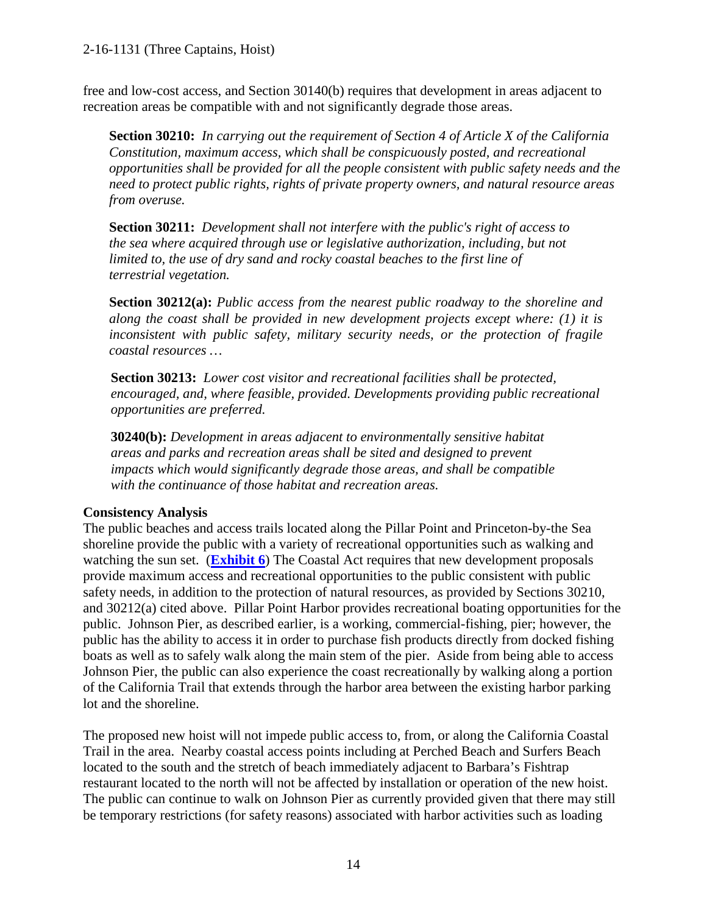free and low-cost access, and Section 30140(b) requires that development in areas adjacent to recreation areas be compatible with and not significantly degrade those areas.

> **Section 30210:** *In carrying out the requirement of Section 4 of Article X of the California Constitution, maximum access, which shall be conspicuously posted, and recreational opportunities shall be provided for all the people consistent with public safety needs and the need to protect public rights, rights of private property owners, and natural resource areas from overuse.*
>
> **Section 30211:** *Development shall not interfere with the public's right of access to the sea where acquired through use or legislative authorization, including, but not limited to, the use of dry sand and rocky coastal beaches to the first line of terrestrial vegetation.*
>
> **Section 30212(a):** *Public access from the nearest public roadway to the shoreline and along the coast shall be provided in new development projects except where: (1) it is inconsistent with public safety, military security needs, or the protection of fragile coastal resources …*
>
> **Section 30213:** *Lower cost visitor and recreational facilities shall be protected, encouraged, and, where feasible, provided. Developments providing public recreational opportunities are preferred.*
>
> **30240(b):** *Development in areas adjacent to environmentally sensitive habitat areas and parks and recreation areas shall be sited and designed to prevent impacts which would significantly degrade those areas, and shall be compatible with the continuance of those habitat and recreation areas.*

**Consistency Analysis**

The public beaches and access trails located along the Pillar Point and Princeton-by-the Sea shoreline provide the public with a variety of recreational opportunities such as walking and watching the sun set. (**Exhibit 6**) The Coastal Act requires that new development proposals provide maximum access and recreational opportunities to the public consistent with public safety needs, in addition to the protection of natural resources, as provided by Sections 30210, and 30212(a) cited above. Pillar Point Harbor provides recreational boating opportunities for the public. Johnson Pier, as described earlier, is a working, commercial-fishing, pier; however, the public has the ability to access it in order to purchase fish products directly from docked fishing boats as well as to safely walk along the main stem of the pier. Aside from being able to access Johnson Pier, the public can also experience the coast recreationally by walking along a portion of the California Trail that extends through the harbor area between the existing harbor parking lot and the shoreline.

The proposed new hoist will not impede public access to, from, or along the California Coastal Trail in the area. Nearby coastal access points including at Perched Beach and Surfers Beach located to the south and the stretch of beach immediately adjacent to Barbara's Fishtrap restaurant located to the north will not be affected by installation or operation of the new hoist. The public can continue to walk on Johnson Pier as currently provided given that there may still be temporary restrictions (for safety reasons) associated with harbor activities such as loading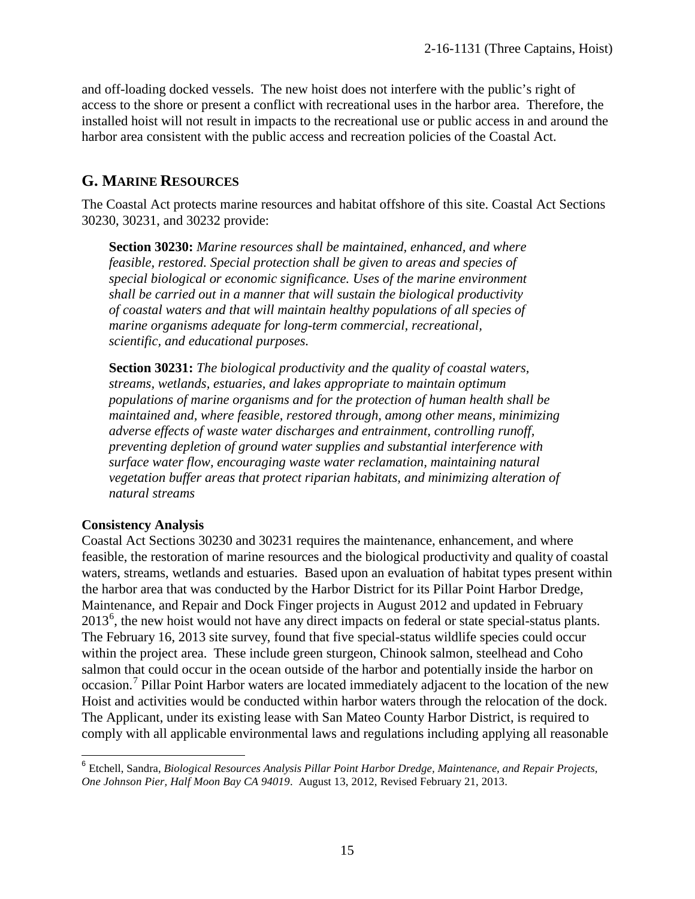and off-loading docked vessels. The new hoist does not interfere with the public's right of access to the shore or present a conflict with recreational uses in the harbor area. Therefore, the installed hoist will not result in impacts to the recreational use or public access in and around the harbor area consistent with the public access and recreation policies of the Coastal Act.

## G. MARINE RESOURCES

The Coastal Act protects marine resources and habitat offshore of this site. Coastal Act Sections 30230, 30231, and 30232 provide:

> **Section 30230:** *Marine resources shall be maintained, enhanced, and where feasible, restored. Special protection shall be given to areas and species of special biological or economic significance. Uses of the marine environment shall be carried out in a manner that will sustain the biological productivity of coastal waters and that will maintain healthy populations of all species of marine organisms adequate for long-term commercial, recreational, scientific, and educational purposes.*
>
> **Section 30231:** *The biological productivity and the quality of coastal waters, streams, wetlands, estuaries, and lakes appropriate to maintain optimum populations of marine organisms and for the protection of human health shall be maintained and, where feasible, restored through, among other means, minimizing adverse effects of waste water discharges and entrainment, controlling runoff, preventing depletion of ground water supplies and substantial interference with surface water flow, encouraging waste water reclamation, maintaining natural vegetation buffer areas that protect riparian habitats, and minimizing alteration of natural streams*

**Consistency Analysis**

Coastal Act Sections 30230 and 30231 requires the maintenance, enhancement, and where feasible, the restoration of marine resources and the biological productivity and quality of coastal waters, streams, wetlands and estuaries. Based upon an evaluation of habitat types present within the harbor area that was conducted by the Harbor District for its Pillar Point Harbor Dredge, Maintenance, and Repair and Dock Finger projects in August 2012 and updated in February 2013[6], the new hoist would not have any direct impacts on federal or state special-status plants. The February 16, 2013 site survey, found that five special-status wildlife species could occur within the project area. These include green sturgeon, Chinook salmon, steelhead and Coho salmon that could occur in the ocean outside of the harbor and potentially inside the harbor on occasion.[7] Pillar Point Harbor waters are located immediately adjacent to the location of the new Hoist and activities would be conducted within harbor waters through the relocation of the dock. The Applicant, under its existing lease with San Mateo County Harbor District, is required to comply with all applicable environmental laws and regulations including applying all reasonable

---

[6] Etchell, Sandra, *Biological Resources Analysis Pillar Point Harbor Dredge, Maintenance, and Repair Projects, One Johnson Pier, Half Moon Bay CA 94019*. August 13, 2012, Revised February 21, 2013.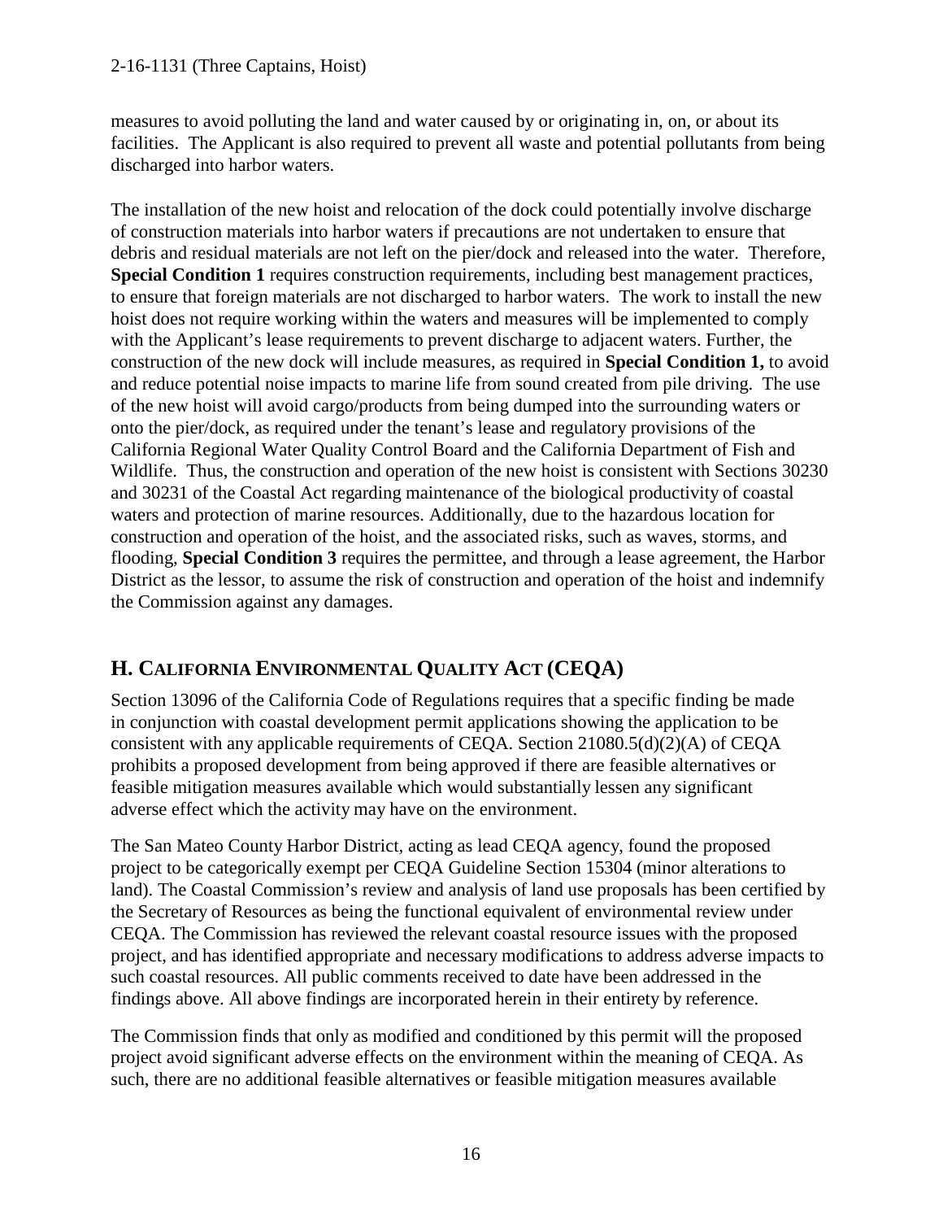measures to avoid polluting the land and water caused by or originating in, on, or about its facilities. The Applicant is also required to prevent all waste and potential pollutants from being discharged into harbor waters.

The installation of the new hoist and relocation of the dock could potentially involve discharge of construction materials into harbor waters if precautions are not undertaken to ensure that debris and residual materials are not left on the pier/dock and released into the water. Therefore, **Special Condition 1** requires construction requirements, including best management practices, to ensure that foreign materials are not discharged to harbor waters. The work to install the new hoist does not require working within the waters and measures will be implemented to comply with the Applicant's lease requirements to prevent discharge to adjacent waters. Further, the construction of the new dock will include measures, as required in **Special Condition 1,** to avoid and reduce potential noise impacts to marine life from sound created from pile driving. The use of the new hoist will avoid cargo/products from being dumped into the surrounding waters or onto the pier/dock, as required under the tenant's lease and regulatory provisions of the California Regional Water Quality Control Board and the California Department of Fish and Wildlife. Thus, the construction and operation of the new hoist is consistent with Sections 30230 and 30231 of the Coastal Act regarding maintenance of the biological productivity of coastal waters and protection of marine resources. Additionally, due to the hazardous location for construction and operation of the hoist, and the associated risks, such as waves, storms, and flooding, **Special Condition 3** requires the permittee, and through a lease agreement, the Harbor District as the lessor, to assume the risk of construction and operation of the hoist and indemnify the Commission against any damages.

## H. CALIFORNIA ENVIRONMENTAL QUALITY ACT (CEQA)

Section 13096 of the California Code of Regulations requires that a specific finding be made in conjunction with coastal development permit applications showing the application to be consistent with any applicable requirements of CEQA. Section 21080.5(d)(2)(A) of CEQA prohibits a proposed development from being approved if there are feasible alternatives or feasible mitigation measures available which would substantially lessen any significant adverse effect which the activity may have on the environment.

The San Mateo County Harbor District, acting as lead CEQA agency, found the proposed project to be categorically exempt per CEQA Guideline Section 15304 (minor alterations to land). The Coastal Commission's review and analysis of land use proposals has been certified by the Secretary of Resources as being the functional equivalent of environmental review under CEQA. The Commission has reviewed the relevant coastal resource issues with the proposed project, and has identified appropriate and necessary modifications to address adverse impacts to such coastal resources. All public comments received to date have been addressed in the findings above. All above findings are incorporated herein in their entirety by reference.

The Commission finds that only as modified and conditioned by this permit will the proposed project avoid significant adverse effects on the environment within the meaning of CEQA. As such, there are no additional feasible alternatives or feasible mitigation measures available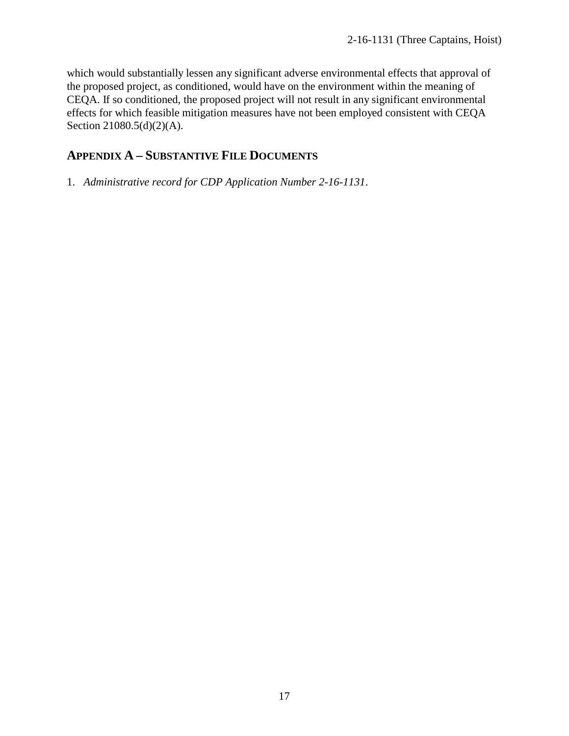which would substantially lessen any significant adverse environmental effects that approval of the proposed project, as conditioned, would have on the environment within the meaning of CEQA. If so conditioned, the proposed project will not result in any significant environmental effects for which feasible mitigation measures have not been employed consistent with CEQA Section 21080.5(d)(2)(A).

## APPENDIX A – SUBSTANTIVE FILE DOCUMENTS

1. *Administrative record for CDP Application Number 2-16-1131*.